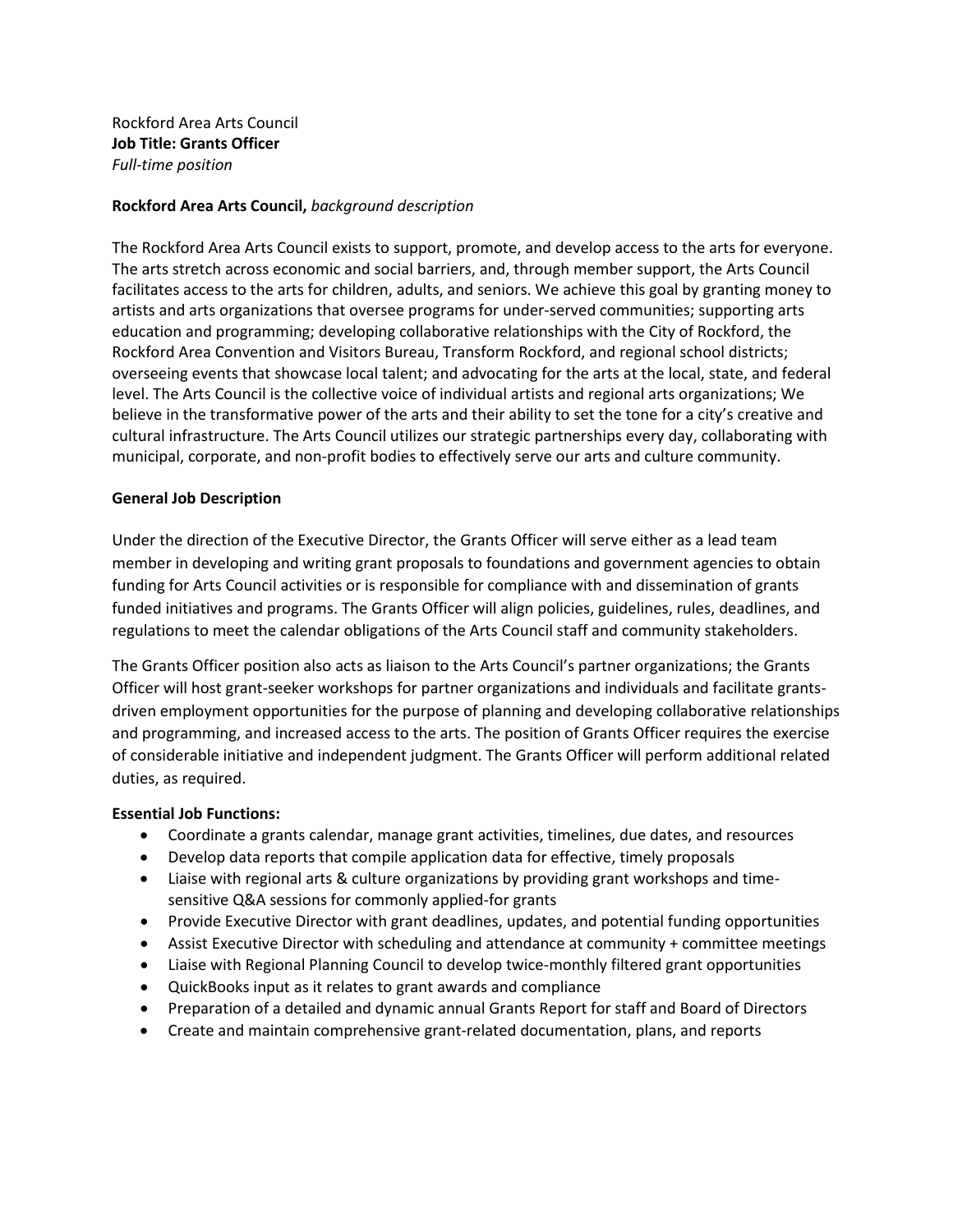Rockford Area Arts Council
**Job Title: Grants Officer**
*Full-time position*

**Rockford Area Arts Council,** *background description*

The Rockford Area Arts Council exists to support, promote, and develop access to the arts for everyone. The arts stretch across economic and social barriers, and, through member support, the Arts Council facilitates access to the arts for children, adults, and seniors. We achieve this goal by granting money to artists and arts organizations that oversee programs for under-served communities; supporting arts education and programming; developing collaborative relationships with the City of Rockford, the Rockford Area Convention and Visitors Bureau, Transform Rockford, and regional school districts; overseeing events that showcase local talent; and advocating for the arts at the local, state, and federal level. The Arts Council is the collective voice of individual artists and regional arts organizations; We believe in the transformative power of the arts and their ability to set the tone for a city's creative and cultural infrastructure. The Arts Council utilizes our strategic partnerships every day, collaborating with municipal, corporate, and non-profit bodies to effectively serve our arts and culture community.

**General Job Description**

Under the direction of the Executive Director, the Grants Officer will serve either as a lead team member in developing and writing grant proposals to foundations and government agencies to obtain funding for Arts Council activities or is responsible for compliance with and dissemination of grants funded initiatives and programs. The Grants Officer will align policies, guidelines, rules, deadlines, and regulations to meet the calendar obligations of the Arts Council staff and community stakeholders.

The Grants Officer position also acts as liaison to the Arts Council's partner organizations; the Grants Officer will host grant-seeker workshops for partner organizations and individuals and facilitate grants-driven employment opportunities for the purpose of planning and developing collaborative relationships and programming, and increased access to the arts. The position of Grants Officer requires the exercise of considerable initiative and independent judgment. The Grants Officer will perform additional related duties, as required.

**Essential Job Functions:**

- Coordinate a grants calendar, manage grant activities, timelines, due dates, and resources
- Develop data reports that compile application data for effective, timely proposals
- Liaise with regional arts & culture organizations by providing grant workshops and time-sensitive Q&A sessions for commonly applied-for grants
- Provide Executive Director with grant deadlines, updates, and potential funding opportunities
- Assist Executive Director with scheduling and attendance at community + committee meetings
- Liaise with Regional Planning Council to develop twice-monthly filtered grant opportunities
- QuickBooks input as it relates to grant awards and compliance
- Preparation of a detailed and dynamic annual Grants Report for staff and Board of Directors
- Create and maintain comprehensive grant-related documentation, plans, and reports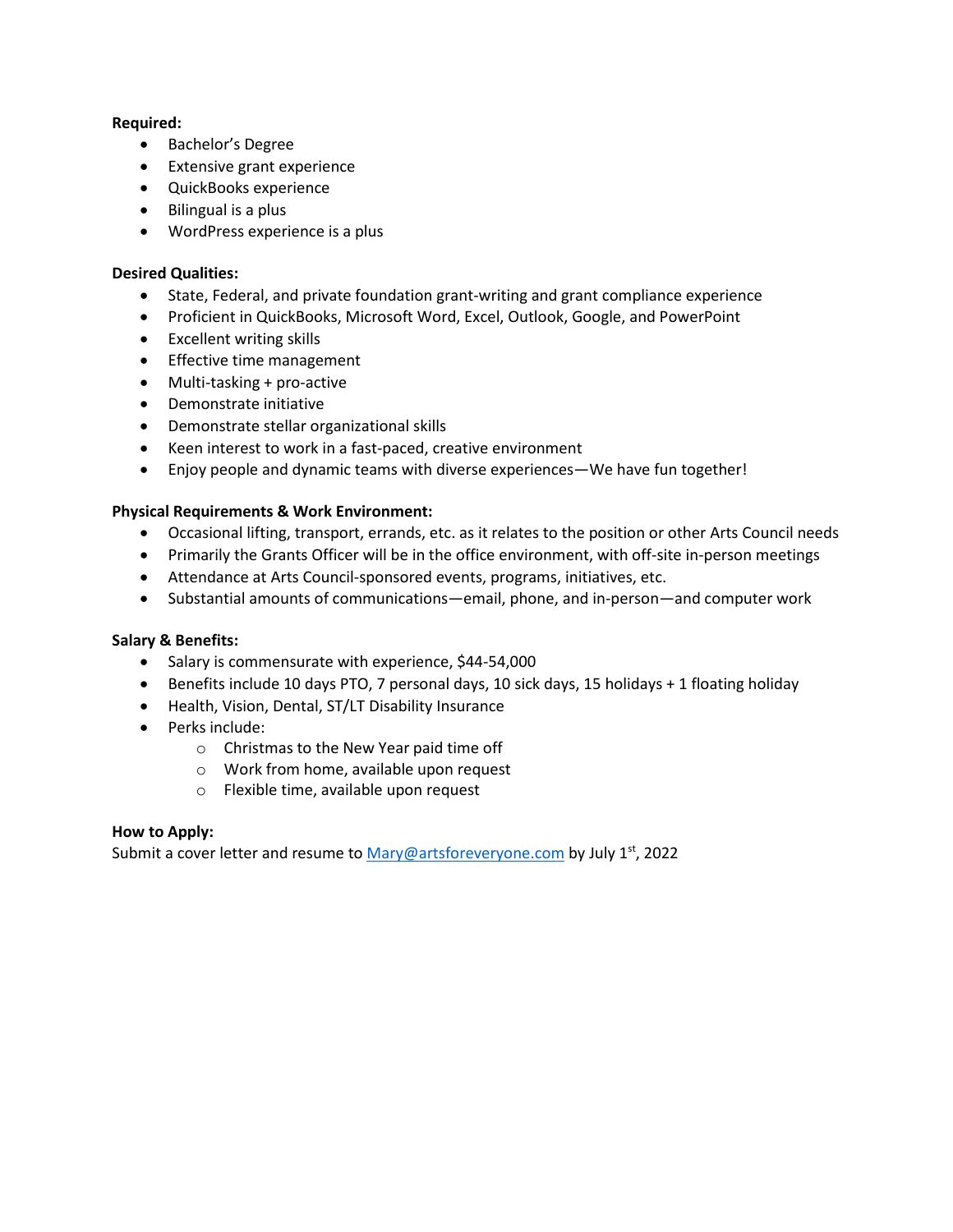**Required:**

- Bachelor's Degree
- Extensive grant experience
- QuickBooks experience
- Bilingual is a plus
- WordPress experience is a plus

**Desired Qualities:**

- State, Federal, and private foundation grant-writing and grant compliance experience
- Proficient in QuickBooks, Microsoft Word, Excel, Outlook, Google, and PowerPoint
- Excellent writing skills
- Effective time management
- Multi-tasking + pro-active
- Demonstrate initiative
- Demonstrate stellar organizational skills
- Keen interest to work in a fast-paced, creative environment
- Enjoy people and dynamic teams with diverse experiences—We have fun together!

**Physical Requirements & Work Environment:**

- Occasional lifting, transport, errands, etc. as it relates to the position or other Arts Council needs
- Primarily the Grants Officer will be in the office environment, with off-site in-person meetings
- Attendance at Arts Council-sponsored events, programs, initiatives, etc.
- Substantial amounts of communications—email, phone, and in-person—and computer work

**Salary & Benefits:**

- Salary is commensurate with experience, $44-54,000
- Benefits include 10 days PTO, 7 personal days, 10 sick days, 15 holidays + 1 floating holiday
- Health, Vision, Dental, ST/LT Disability Insurance
- Perks include:
    - Christmas to the New Year paid time off
    - Work from home, available upon request
    - Flexible time, available upon request

**How to Apply:**

Submit a cover letter and resume to Mary@artsforeveryone.com by July 1st, 2022